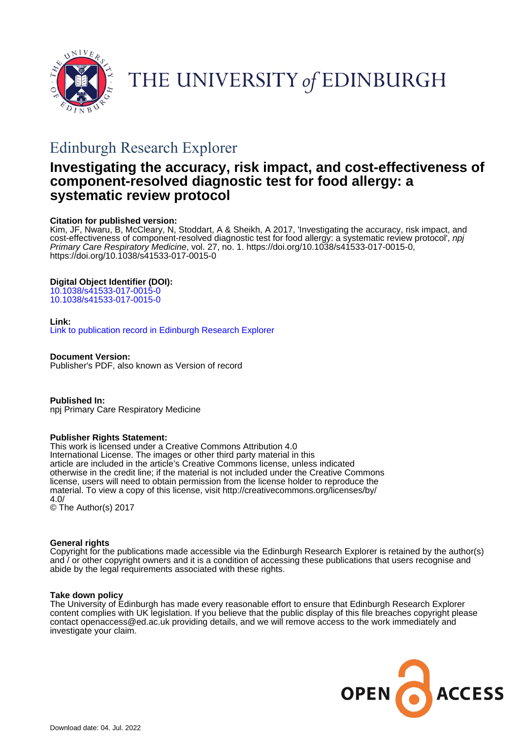THE UNIVERSITY of EDINBURGH

## Edinburgh Research Explorer

# Investigating the accuracy, risk impact, and cost-effectiveness of component-resolved diagnostic test for food allergy: a systematic review protocol

**Citation for published version:**
Kim, JF, Nwaru, B, McCleary, N, Stoddart, A & Sheikh, A 2017, 'Investigating the accuracy, risk impact, and cost-effectiveness of component-resolved diagnostic test for food allergy: a systematic review protocol', *npj Primary Care Respiratory Medicine*, vol. 27, no. 1. https://doi.org/10.1038/s41533-017-0015-0, https://doi.org/10.1038/s41533-017-0015-0

**Digital Object Identifier (DOI):**
10.1038/s41533-017-0015-0
10.1038/s41533-017-0015-0

**Link:**
Link to publication record in Edinburgh Research Explorer

**Document Version:**
Publisher's PDF, also known as Version of record

**Published In:**
npj Primary Care Respiratory Medicine

**Publisher Rights Statement:**
This work is licensed under a Creative Commons Attribution 4.0 International License. The images or other third party material in this article are included in the article's Creative Commons license, unless indicated otherwise in the credit line; if the material is not included under the Creative Commons license, users will need to obtain permission from the license holder to reproduce the material. To view a copy of this license, visit http://creativecommons.org/licenses/by/4.0/
© The Author(s) 2017

**General rights**
Copyright for the publications made accessible via the Edinburgh Research Explorer is retained by the author(s) and / or other copyright owners and it is a condition of accessing these publications that users recognise and abide by the legal requirements associated with these rights.

**Take down policy**
The University of Edinburgh has made every reasonable effort to ensure that Edinburgh Research Explorer content complies with UK legislation. If you believe that the public display of this file breaches copyright please contact openaccess@ed.ac.uk providing details, and we will remove access to the work immediately and investigate your claim.

OPEN ACCESS

Download date: 04. Jul. 2022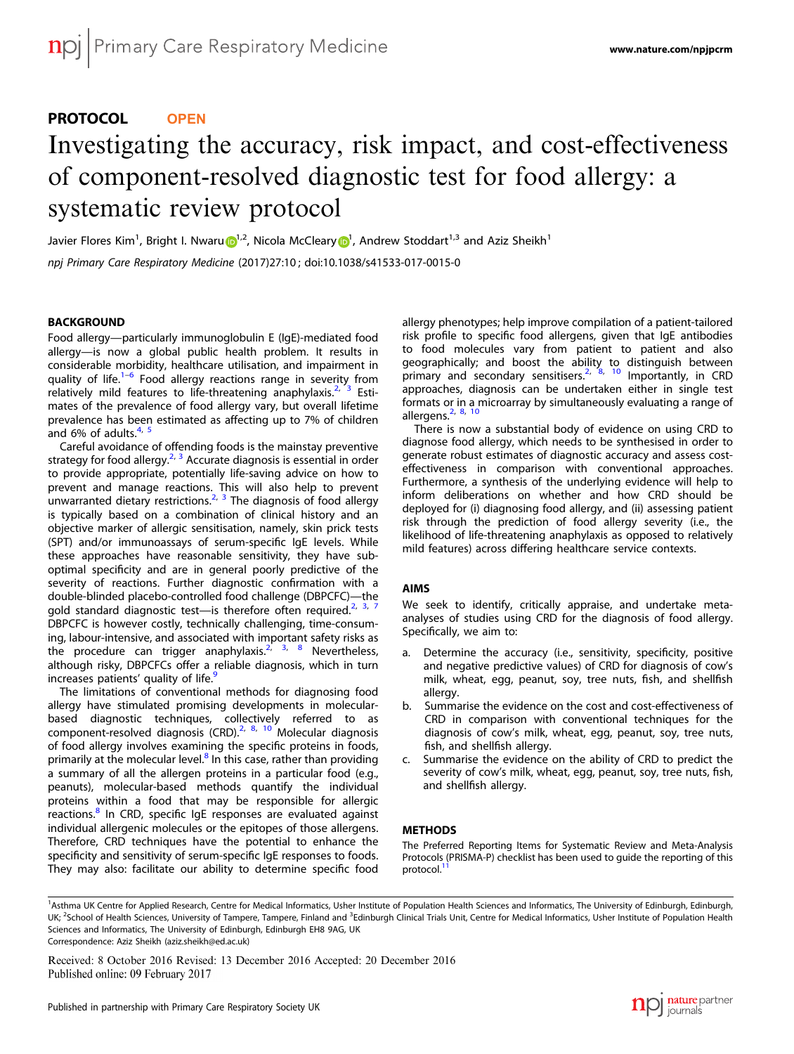PROTOCOL OPEN

# Investigating the accuracy, risk impact, and cost-effectiveness of component-resolved diagnostic test for food allergy: a systematic review protocol

Javier Flores Kim[1], Bright I. Nwaru[1,2], Nicola McCleary[1], Andrew Stoddart[1,3] and Aziz Sheikh[1]

npj Primary Care Respiratory Medicine (2017)27:10 ; doi:10.1038/s41533-017-0015-0

## BACKGROUND

Food allergy—particularly immunoglobulin E (IgE)-mediated food allergy—is now a global public health problem. It results in considerable morbidity, healthcare utilisation, and impairment in quality of life.[1–6] Food allergy reactions range in severity from relatively mild features to life-threatening anaphylaxis.[2, 3] Estimates of the prevalence of food allergy vary, but overall lifetime prevalence has been estimated as affecting up to 7% of children and 6% of adults.[4, 5]

Careful avoidance of offending foods is the mainstay preventive strategy for food allergy.[2, 3] Accurate diagnosis is essential in order to provide appropriate, potentially life-saving advice on how to prevent and manage reactions. This will also help to prevent unwarranted dietary restrictions.[2, 3] The diagnosis of food allergy is typically based on a combination of clinical history and an objective marker of allergic sensitisation, namely, skin prick tests (SPT) and/or immunoassays of serum-specific IgE levels. While these approaches have reasonable sensitivity, they have sub-optimal specificity and are in general poorly predictive of the severity of reactions. Further diagnostic confirmation with a double-blinded placebo-controlled food challenge (DBPCFC)—the gold standard diagnostic test—is therefore often required.[2, 3, 7] DBPCFC is however costly, technically challenging, time-consuming, labour-intensive, and associated with important safety risks as the procedure can trigger anaphylaxis.[2, 3, 8] Nevertheless, although risky, DBPCFCs offer a reliable diagnosis, which in turn increases patients' quality of life.[9]

The limitations of conventional methods for diagnosing food allergy have stimulated promising developments in molecular-based diagnostic techniques, collectively referred to as component-resolved diagnosis (CRD).[2, 8, 10] Molecular diagnosis of food allergy involves examining the specific proteins in foods, primarily at the molecular level.[8] In this case, rather than providing a summary of all the allergen proteins in a particular food (e.g., peanuts), molecular-based methods quantify the individual proteins within a food that may be responsible for allergic reactions.[8] In CRD, specific IgE responses are evaluated against individual allergenic molecules or the epitopes of those allergens. Therefore, CRD techniques have the potential to enhance the specificity and sensitivity of serum-specific IgE responses to foods. They may also: facilitate our ability to determine specific food allergy phenotypes; help improve compilation of a patient-tailored risk profile to specific food allergens, given that IgE antibodies to food molecules vary from patient to patient and also geographically; and boost the ability to distinguish between primary and secondary sensitisers.[2, 8, 10] Importantly, in CRD approaches, diagnosis can be undertaken either in single test formats or in a microarray by simultaneously evaluating a range of allergens.[2, 8, 10]

There is now a substantial body of evidence on using CRD to diagnose food allergy, which needs to be synthesised in order to generate robust estimates of diagnostic accuracy and assess cost-effectiveness in comparison with conventional approaches. Furthermore, a synthesis of the underlying evidence will help to inform deliberations on whether and how CRD should be deployed for (i) diagnosing food allergy, and (ii) assessing patient risk through the prediction of food allergy severity (i.e., the likelihood of life-threatening anaphylaxis as opposed to relatively mild features) across differing healthcare service contexts.

## AIMS

We seek to identify, critically appraise, and undertake meta-analyses of studies using CRD for the diagnosis of food allergy. Specifically, we aim to:

a. Determine the accuracy (i.e., sensitivity, specificity, positive and negative predictive values) of CRD for diagnosis of cow's milk, wheat, egg, peanut, soy, tree nuts, fish, and shellfish allergy.
b. Summarise the evidence on the cost and cost-effectiveness of CRD in comparison with conventional techniques for the diagnosis of cow's milk, wheat, egg, peanut, soy, tree nuts, fish, and shellfish allergy.
c. Summarise the evidence on the ability of CRD to predict the severity of cow's milk, wheat, egg, peanut, soy, tree nuts, fish, and shellfish allergy.

## METHODS

The Preferred Reporting Items for Systematic Review and Meta-Analysis Protocols (PRISMA-P) checklist has been used to guide the reporting of this protocol.[11]

[1]Asthma UK Centre for Applied Research, Centre for Medical Informatics, Usher Institute of Population Health Sciences and Informatics, The University of Edinburgh, Edinburgh, UK; [2]School of Health Sciences, University of Tampere, Tampere, Finland and [3]Edinburgh Clinical Trials Unit, Centre for Medical Informatics, Usher Institute of Population Health Sciences and Informatics, The University of Edinburgh, Edinburgh EH8 9AG, UK
Correspondence: Aziz Sheikh (aziz.sheikh@ed.ac.uk)

Received: 8 October 2016 Revised: 13 December 2016 Accepted: 20 December 2016
Published online: 09 February 2017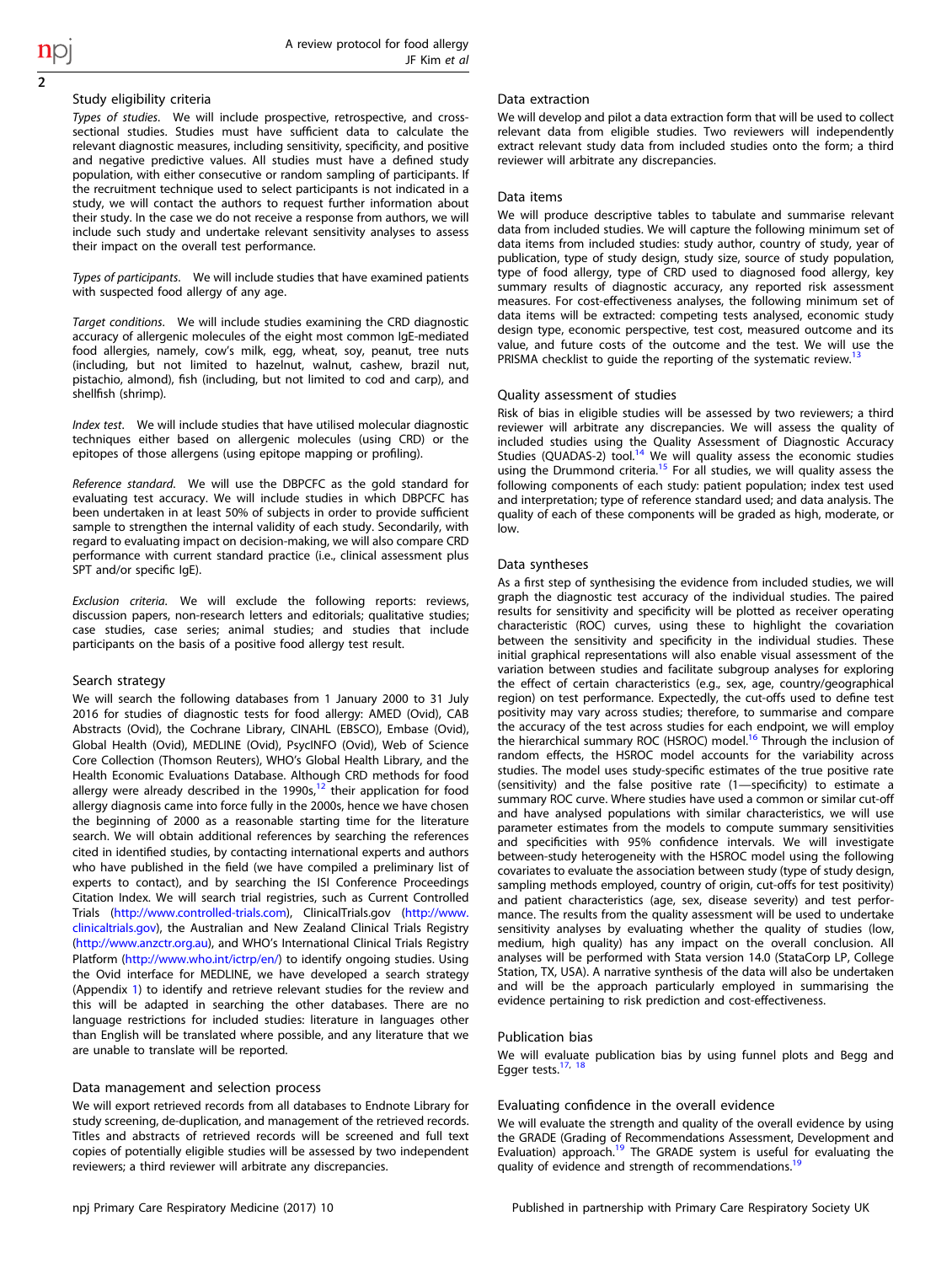### Study eligibility criteria

*Types of studies*. We will include prospective, retrospective, and cross-sectional studies. Studies must have sufficient data to calculate the relevant diagnostic measures, including sensitivity, specificity, and positive and negative predictive values. All studies must have a defined study population, with either consecutive or random sampling of participants. If the recruitment technique used to select participants is not indicated in a study, we will contact the authors to request further information about their study. In the case we do not receive a response from authors, we will include such study and undertake relevant sensitivity analyses to assess their impact on the overall test performance.

*Types of participants*. We will include studies that have examined patients with suspected food allergy of any age.

*Target conditions*. We will include studies examining the CRD diagnostic accuracy of allergenic molecules of the eight most common IgE-mediated food allergies, namely, cow's milk, egg, wheat, soy, peanut, tree nuts (including, but not limited to hazelnut, walnut, cashew, brazil nut, pistachio, almond), fish (including, but not limited to cod and carp), and shellfish (shrimp).

*Index test*. We will include studies that have utilised molecular diagnostic techniques either based on allergenic molecules (using CRD) or the epitopes of those allergens (using epitope mapping or profiling).

*Reference standard*. We will use the DBPCFC as the gold standard for evaluating test accuracy. We will include studies in which DBPCFC has been undertaken in at least 50% of subjects in order to provide sufficient sample to strengthen the internal validity of each study. Secondarily, with regard to evaluating impact on decision-making, we will also compare CRD performance with current standard practice (i.e., clinical assessment plus SPT and/or specific IgE).

*Exclusion criteria*. We will exclude the following reports: reviews, discussion papers, non-research letters and editorials; qualitative studies; case studies, case series; animal studies; and studies that include participants on the basis of a positive food allergy test result.

### Search strategy

We will search the following databases from 1 January 2000 to 31 July 2016 for studies of diagnostic tests for food allergy: AMED (Ovid), CAB Abstracts (Ovid), the Cochrane Library, CINAHL (EBSCO), Embase (Ovid), Global Health (Ovid), MEDLINE (Ovid), PsycINFO (Ovid), Web of Science Core Collection (Thomson Reuters), WHO's Global Health Library, and the Health Economic Evaluations Database. Although CRD methods for food allergy were already described in the 1990s,[12] their application for food allergy diagnosis came into force fully in the 2000s, hence we have chosen the beginning of 2000 as a reasonable starting time for the literature search. We will obtain additional references by searching the references cited in identified studies, by contacting international experts and authors who have published in the field (we have compiled a preliminary list of experts to contact), and by searching the ISI Conference Proceedings Citation Index. We will search trial registries, such as Current Controlled Trials (http://www.controlled-trials.com), ClinicalTrials.gov (http://www.clinicaltrials.gov), the Australian and New Zealand Clinical Trials Registry (http://www.anzctr.org.au), and WHO's International Clinical Trials Registry Platform (http://www.who.int/ictrp/en/) to identify ongoing studies. Using the Ovid interface for MEDLINE, we have developed a search strategy (Appendix 1) to identify and retrieve relevant studies for the review and this will be adapted in searching the other databases. There are no language restrictions for included studies: literature in languages other than English will be translated where possible, and any literature that we are unable to translate will be reported.

### Data management and selection process

We will export retrieved records from all databases to Endnote Library for study screening, de-duplication, and management of the retrieved records. Titles and abstracts of retrieved records will be screened and full text copies of potentially eligible studies will be assessed by two independent reviewers; a third reviewer will arbitrate any discrepancies.

### Data extraction

We will develop and pilot a data extraction form that will be used to collect relevant data from eligible studies. Two reviewers will independently extract relevant study data from included studies onto the form; a third reviewer will arbitrate any discrepancies.

### Data items

We will produce descriptive tables to tabulate and summarise relevant data from included studies. We will capture the following minimum set of data items from included studies: study author, country of study, year of publication, type of study design, study size, source of study population, type of food allergy, type of CRD used to diagnosed food allergy, key summary results of diagnostic accuracy, any reported risk assessment measures. For cost-effectiveness analyses, the following minimum set of data items will be extracted: competing tests analysed, economic study design type, economic perspective, test cost, measured outcome and its value, and future costs of the outcome and the test. We will use the PRISMA checklist to guide the reporting of the systematic review.[13]

### Quality assessment of studies

Risk of bias in eligible studies will be assessed by two reviewers; a third reviewer will arbitrate any discrepancies. We will assess the quality of included studies using the Quality Assessment of Diagnostic Accuracy Studies (QUADAS-2) tool.[14] We will quality assess the economic studies using the Drummond criteria.[15] For all studies, we will quality assess the following components of each study: patient population; index test used and interpretation; type of reference standard used; and data analysis. The quality of each of these components will be graded as high, moderate, or low.

### Data syntheses

As a first step of synthesising the evidence from included studies, we will graph the diagnostic test accuracy of the individual studies. The paired results for sensitivity and specificity will be plotted as receiver operating characteristic (ROC) curves, using these to highlight the covariation between the sensitivity and specificity in the individual studies. These initial graphical representations will also enable visual assessment of the variation between studies and facilitate subgroup analyses for exploring the effect of certain characteristics (e.g., sex, age, country/geographical region) on test performance. Expectedly, the cut-offs used to define test positivity may vary across studies; therefore, to summarise and compare the accuracy of the test across studies for each endpoint, we will employ the hierarchical summary ROC (HSROC) model.[16] Through the inclusion of random effects, the HSROC model accounts for the variability across studies. The model uses study-specific estimates of the true positive rate (sensitivity) and the false positive rate (1—specificity) to estimate a summary ROC curve. Where studies have used a common or similar cut-off and have analysed populations with similar characteristics, we will use parameter estimates from the models to compute summary sensitivities and specificities with 95% confidence intervals. We will investigate between-study heterogeneity with the HSROC model using the following covariates to evaluate the association between study (type of study design, sampling methods employed, country of origin, cut-offs for test positivity) and patient characteristics (age, sex, disease severity) and test performance. The results from the quality assessment will be used to undertake sensitivity analyses by evaluating whether the quality of studies (low, medium, high quality) has any impact on the overall conclusion. All analyses will be performed with Stata version 14.0 (StataCorp LP, College Station, TX, USA). A narrative synthesis of the data will also be undertaken and will be the approach particularly employed in summarising the evidence pertaining to risk prediction and cost-effectiveness.

### Publication bias

We will evaluate publication bias by using funnel plots and Begg and Egger tests.[17, 18]

### Evaluating confidence in the overall evidence

We will evaluate the strength and quality of the overall evidence by using the GRADE (Grading of Recommendations Assessment, Development and Evaluation) approach.[19] The GRADE system is useful for evaluating the quality of evidence and strength of recommendations.[19]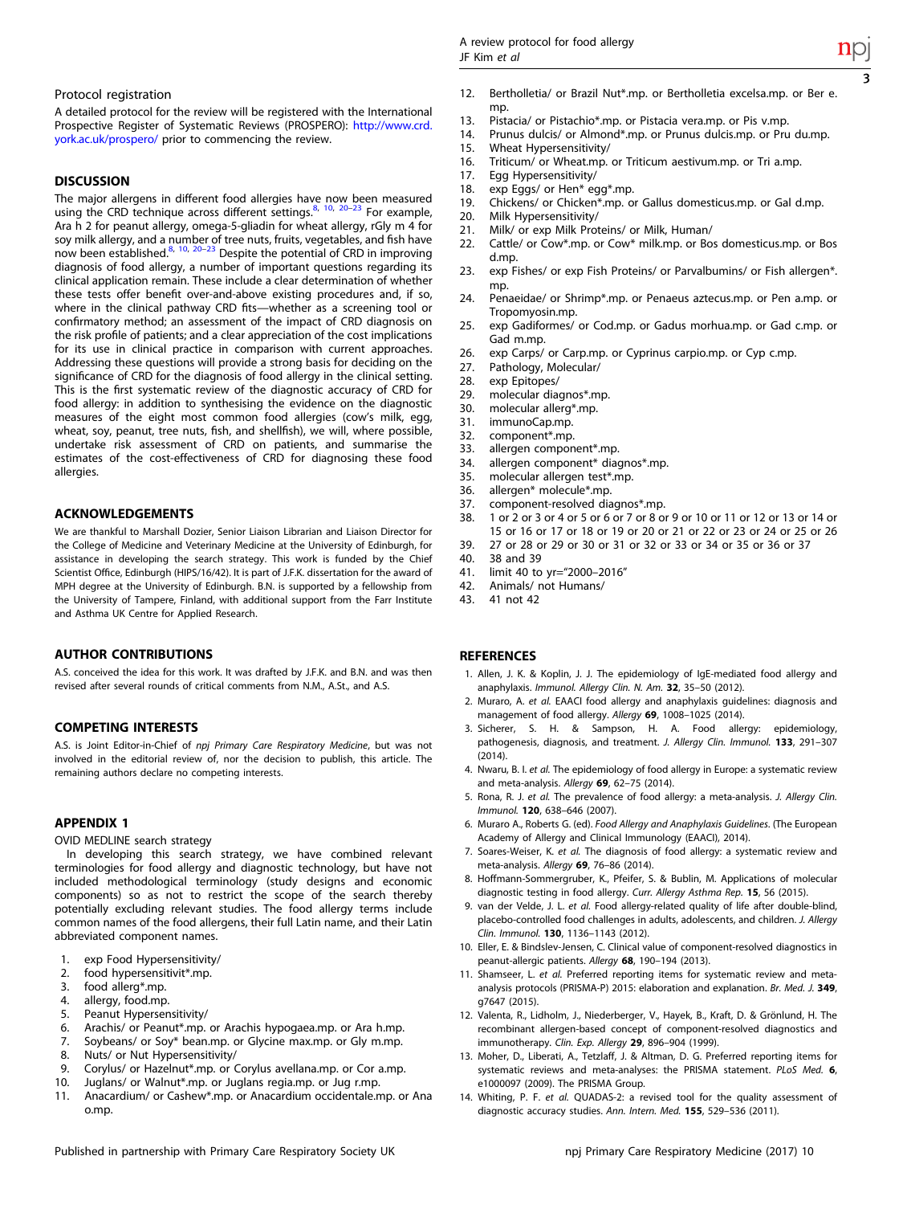## Protocol registration

A detailed protocol for the review will be registered with the International Prospective Register of Systematic Reviews (PROSPERO): http://www.crd.york.ac.uk/prospero/ prior to commencing the review.

## DISCUSSION

The major allergens in different food allergies have now been measured using the CRD technique across different settings.[8, 10, 20–23] For example, Ara h 2 for peanut allergy, omega-5-gliadin for wheat allergy, rGly m 4 for soy milk allergy, and a number of tree nuts, fruits, vegetables, and fish have now been established.[8, 10, 20–23] Despite the potential of CRD in improving diagnosis of food allergy, a number of important questions regarding its clinical application remain. These include a clear determination of whether these tests offer benefit over-and-above existing procedures and, if so, where in the clinical pathway CRD fits—whether as a screening tool or confirmatory method; an assessment of the impact of CRD diagnosis on the risk profile of patients; and a clear appreciation of the cost implications for its use in clinical practice in comparison with current approaches. Addressing these questions will provide a strong basis for deciding on the significance of CRD for the diagnosis of food allergy in the clinical setting. This is the first systematic review of the diagnostic accuracy of CRD for food allergy: in addition to synthesising the evidence on the diagnostic measures of the eight most common food allergies (cow's milk, egg, wheat, soy, peanut, tree nuts, fish, and shellfish), we will, where possible, undertake risk assessment of CRD on patients, and summarise the estimates of the cost-effectiveness of CRD for diagnosing these food allergies.

## ACKNOWLEDGEMENTS

We are thankful to Marshall Dozier, Senior Liaison Librarian and Liaison Director for the College of Medicine and Veterinary Medicine at the University of Edinburgh, for assistance in developing the search strategy. This work is funded by the Chief Scientist Office, Edinburgh (HIPS/16/42). It is part of J.F.K. dissertation for the award of MPH degree at the University of Edinburgh. B.N. is supported by a fellowship from the University of Tampere, Finland, with additional support from the Farr Institute and Asthma UK Centre for Applied Research.

## AUTHOR CONTRIBUTIONS

A.S. conceived the idea for this work. It was drafted by J.F.K. and B.N. and was then revised after several rounds of critical comments from N.M., A.St., and A.S.

## COMPETING INTERESTS

A.S. is Joint Editor-in-Chief of *npj Primary Care Respiratory Medicine*, but was not involved in the editorial review of, nor the decision to publish, this article. The remaining authors declare no competing interests.

## APPENDIX 1

OVID MEDLINE search strategy

In developing this search strategy, we have combined relevant terminologies for food allergy and diagnostic technology, but have not included methodological terminology (study designs and economic components) so as not to restrict the scope of the search thereby potentially excluding relevant studies. The food allergy terms include common names of the food allergens, their full Latin name, and their Latin abbreviated component names.

1. exp Food Hypersensitivity/
2. food hypersensitivit*.mp.
3. food allerg*.mp.
4. allergy, food.mp.
5. Peanut Hypersensitivity/
6. Arachis/ or Peanut*.mp. or Arachis hypogaea.mp. or Ara h.mp.
7. Soybeans/ or Soy* bean.mp. or Glycine max.mp. or Gly m.mp.
8. Nuts/ or Nut Hypersensitivity/
9. Corylus/ or Hazelnut*.mp. or Corylus avellana.mp. or Cor a.mp.
10. Juglans/ or Walnut*.mp. or Juglans regia.mp. or Jug r.mp.
11. Anacardium/ or Cashew*.mp. or Anacardium occidentale.mp. or Ana o.mp.
12. Bertholletia/ or Brazil Nut*.mp. or Bertholletia excelsa.mp. or Ber e. mp.
13. Pistacia/ or Pistachio*.mp. or Pistacia vera.mp. or Pis v.mp.
14. Prunus dulcis/ or Almond*.mp. or Prunus dulcis.mp. or Pru du.mp.
15. Wheat Hypersensitivity/
16. Triticum/ or Wheat.mp. or Triticum aestivum.mp. or Tri a.mp.
17. Egg Hypersensitivity/
18. exp Eggs/ or Hen* egg*.mp.
19. Chickens/ or Chicken*.mp. or Gallus domesticus.mp. or Gal d.mp.
20. Milk Hypersensitivity/
21. Milk/ or exp Milk Proteins/ or Milk, Human/
22. Cattle/ or Cow*.mp. or Cow* milk.mp. or Bos domesticus.mp. or Bos d.mp.
23. exp Fishes/ or exp Fish Proteins/ or Parvalbumins/ or Fish allergen*. mp.
24. Penaeidae/ or Shrimp*.mp. or Penaeus aztecus.mp. or Pen a.mp. or Tropomyosin.mp.
25. exp Gadiformes/ or Cod.mp. or Gadus morhua.mp. or Gad c.mp. or Gad m.mp.
26. exp Carps/ or Carp.mp. or Cyprinus carpio.mp. or Cyp c.mp.
27. Pathology, Molecular/
28. exp Epitopes/
29. molecular diagnos*.mp.
30. molecular allerg*.mp.
31. immunoCap.mp.
32. component*.mp.
33. allergen component*.mp.
34. allergen component* diagnos*.mp.
35. molecular allergen test*.mp.
36. allergen* molecule*.mp.
37. component-resolved diagnos*.mp.
38. 1 or 2 or 3 or 4 or 5 or 6 or 7 or 8 or 9 or 10 or 11 or 12 or 13 or 14 or 15 or 16 or 17 or 18 or 19 or 20 or 21 or 22 or 23 or 24 or 25 or 26
39. 27 or 28 or 29 or 30 or 31 or 32 or 33 or 34 or 35 or 36 or 37
40. 38 and 39
41. limit 40 to yr="2000–2016"
42. Animals/ not Humans/
43. 41 not 42

## REFERENCES

1. Allen, J. K. & Koplin, J. J. The epidemiology of IgE-mediated food allergy and anaphylaxis. *Immunol. Allergy Clin. N. Am.* **32**, 35–50 (2012).
2. Muraro, A. *et al.* EAACI food allergy and anaphylaxis guidelines: diagnosis and management of food allergy. *Allergy* **69**, 1008–1025 (2014).
3. Sicherer, S. H. & Sampson, H. A. Food allergy: epidemiology, pathogenesis, diagnosis, and treatment. *J. Allergy Clin. Immunol.* **133**, 291–307 (2014).
4. Nwaru, B. I. *et al.* The epidemiology of food allergy in Europe: a systematic review and meta-analysis. *Allergy* **69**, 62–75 (2014).
5. Rona, R. J. *et al.* The prevalence of food allergy: a meta-analysis. *J. Allergy Clin. Immunol.* **120**, 638–646 (2007).
6. Muraro A., Roberts G. (ed). *Food Allergy and Anaphylaxis Guidelines*. (The European Academy of Allergy and Clinical Immunology (EAACI), 2014).
7. Soares-Weiser, K. *et al.* The diagnosis of food allergy: a systematic review and meta-analysis. *Allergy* **69**, 76–86 (2014).
8. Hoffmann-Sommergruber, K., Pfeifer, S. & Bublin, M. Applications of molecular diagnostic testing in food allergy. *Curr. Allergy Asthma Rep.* **15**, 56 (2015).
9. van der Velde, J. L. *et al.* Food allergy-related quality of life after double-blind, placebo-controlled food challenges in adults, adolescents, and children. *J. Allergy Clin. Immunol.* **130**, 1136–1143 (2012).
10. Eller, E. & Bindslev-Jensen, C. Clinical value of component-resolved diagnostics in peanut-allergic patients. *Allergy* **68**, 190–194 (2013).
11. Shamseer, L. *et al.* Preferred reporting items for systematic review and meta-analysis protocols (PRISMA-P) 2015: elaboration and explanation. *Br. Med. J.* **349**, g7647 (2015).
12. Valenta, R., Lidholm, J., Niederberger, V., Hayek, B., Kraft, D. & Grönlund, H. The recombinant allergen-based concept of component-resolved diagnostics and immunotherapy. *Clin. Exp. Allergy* **29**, 896–904 (1999).
13. Moher, D., Liberati, A., Tetzlaff, J. & Altman, D. G. Preferred reporting items for systematic reviews and meta-analyses: the PRISMA statement. *PLoS Med.* **6**, e1000097 (2009). The PRISMA Group.
14. Whiting, P. F. *et al.* QUADAS-2: a revised tool for the quality assessment of diagnostic accuracy studies. *Ann. Intern. Med.* **155**, 529–536 (2011).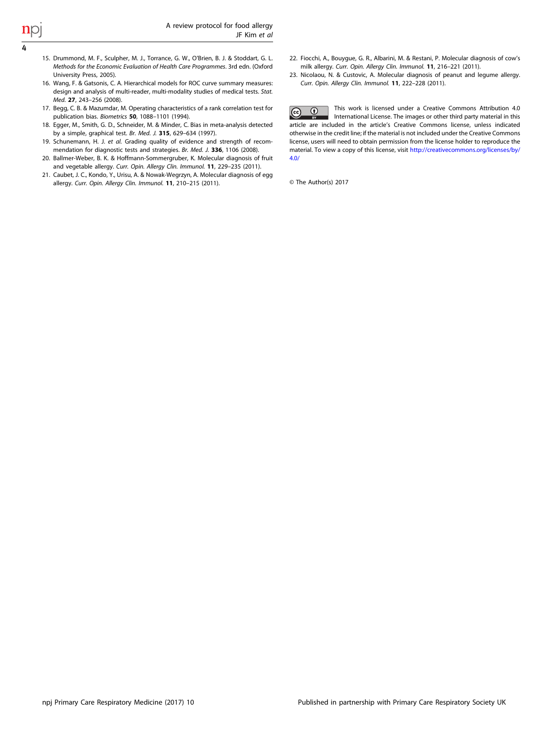15. Drummond, M. F., Sculpher, M. J., Torrance, G. W., O'Brien, B. J. & Stoddart, G. L. *Methods for the Economic Evaluation of Health Care Programmes*. 3rd edn. (Oxford University Press, 2005).
16. Wang, F. & Gatsonis, C. A. Hierarchical models for ROC curve summary measures: design and analysis of multi-reader, multi-modality studies of medical tests. *Stat. Med.* **27**, 243–256 (2008).
17. Begg, C. B. & Mazumdar, M. Operating characteristics of a rank correlation test for publication bias. *Biometrics* **50**, 1088–1101 (1994).
18. Egger, M., Smith, G. D., Schneider, M. & Minder, C. Bias in meta-analysis detected by a simple, graphical test. *Br. Med. J.* **315**, 629–634 (1997).
19. Schunemann, H. J. *et al.* Grading quality of evidence and strength of recommendation for diagnostic tests and strategies. *Br. Med. J.* **336**, 1106 (2008).
20. Ballmer-Weber, B. K. & Hoffmann-Sommergruber, K. Molecular diagnosis of fruit and vegetable allergy. *Curr. Opin. Allergy Clin. Immunol.* **11**, 229–235 (2011).
21. Caubet, J. C., Kondo, Y., Urisu, A. & Nowak-Wegrzyn, A. Molecular diagnosis of egg allergy. *Curr. Opin. Allergy Clin. Immunol.* **11**, 210–215 (2011).
22. Fiocchi, A., Bouygue, G. R., Albarini, M. & Restani, P. Molecular diagnosis of cow's milk allergy. *Curr. Opin. Allergy Clin. Immunol.* **11**, 216–221 (2011).
23. Nicolaou, N. & Custovic, A. Molecular diagnosis of peanut and legume allergy. *Curr. Opin. Allergy Clin. Immunol.* **11**, 222–228 (2011).

This work is licensed under a Creative Commons Attribution 4.0 International License. The images or other third party material in this article are included in the article's Creative Commons license, unless indicated otherwise in the credit line; if the material is not included under the Creative Commons license, users will need to obtain permission from the license holder to reproduce the material. To view a copy of this license, visit http://creativecommons.org/licenses/by/4.0/

© The Author(s) 2017